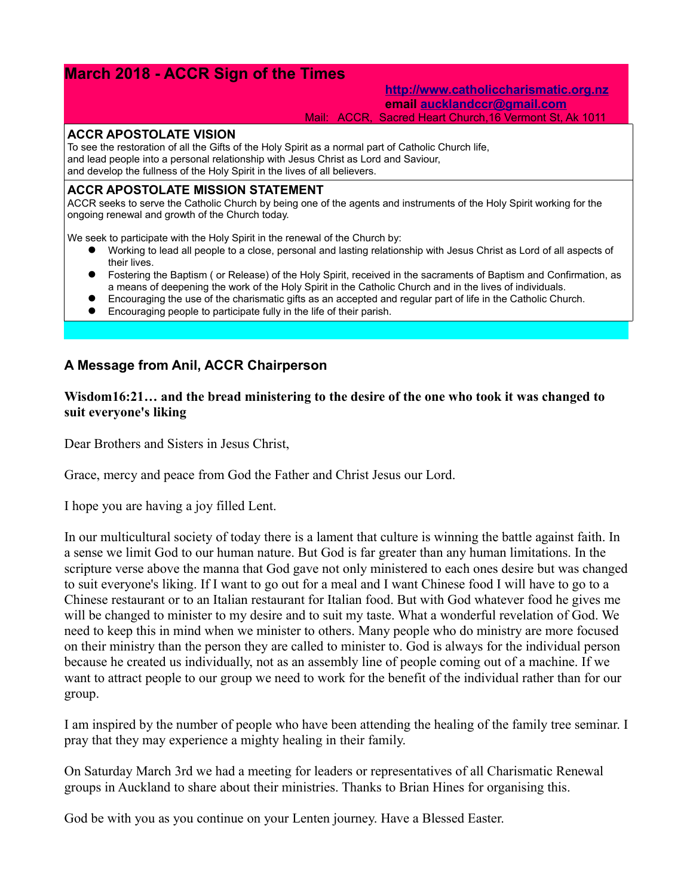# March 2018 - ACCR Sign of the Times

**http://www.catholiccharismatic.org.nz**
**email aucklandccr@gmail.com**
Mail: ACCR, Sacred Heart Church,16 Vermont St, Ak 1011

**ACCR APOSTOLATE VISION**

To see the restoration of all the Gifts of the Holy Spirit as a normal part of Catholic Church life, and lead people into a personal relationship with Jesus Christ as Lord and Saviour, and develop the fullness of the Holy Spirit in the lives of all believers.

**ACCR APOSTOLATE MISSION STATEMENT**

ACCR seeks to serve the Catholic Church by being one of the agents and instruments of the Holy Spirit working for the ongoing renewal and growth of the Church today.

We seek to participate with the Holy Spirit in the renewal of the Church by:

- Working to lead all people to a close, personal and lasting relationship with Jesus Christ as Lord of all aspects of their lives.
- Fostering the Baptism ( or Release) of the Holy Spirit, received in the sacraments of Baptism and Confirmation, as a means of deepening the work of the Holy Spirit in the Catholic Church and in the lives of individuals.
- Encouraging the use of the charismatic gifts as an accepted and regular part of life in the Catholic Church.
- Encouraging people to participate fully in the life of their parish.

### A Message from Anil, ACCR Chairperson

**Wisdom16:21… and the bread ministering to the desire of the one who took it was changed to suit everyone's liking**

Dear Brothers and Sisters in Jesus Christ,

Grace, mercy and peace from God the Father and Christ Jesus our Lord.

I hope you are having a joy filled Lent.

In our multicultural society of today there is a lament that culture is winning the battle against faith. In a sense we limit God to our human nature. But God is far greater than any human limitations. In the scripture verse above the manna that God gave not only ministered to each ones desire but was changed to suit everyone's liking. If I want to go out for a meal and I want Chinese food I will have to go to a Chinese restaurant or to an Italian restaurant for Italian food. But with God whatever food he gives me will be changed to minister to my desire and to suit my taste. What a wonderful revelation of God. We need to keep this in mind when we minister to others. Many people who do ministry are more focused on their ministry than the person they are called to minister to. God is always for the individual person because he created us individually, not as an assembly line of people coming out of a machine. If we want to attract people to our group we need to work for the benefit of the individual rather than for our group.

I am inspired by the number of people who have been attending the healing of the family tree seminar. I pray that they may experience a mighty healing in their family.

On Saturday March 3rd we had a meeting for leaders or representatives of all Charismatic Renewal groups in Auckland to share about their ministries. Thanks to Brian Hines for organising this.

God be with you as you continue on your Lenten journey. Have a Blessed Easter.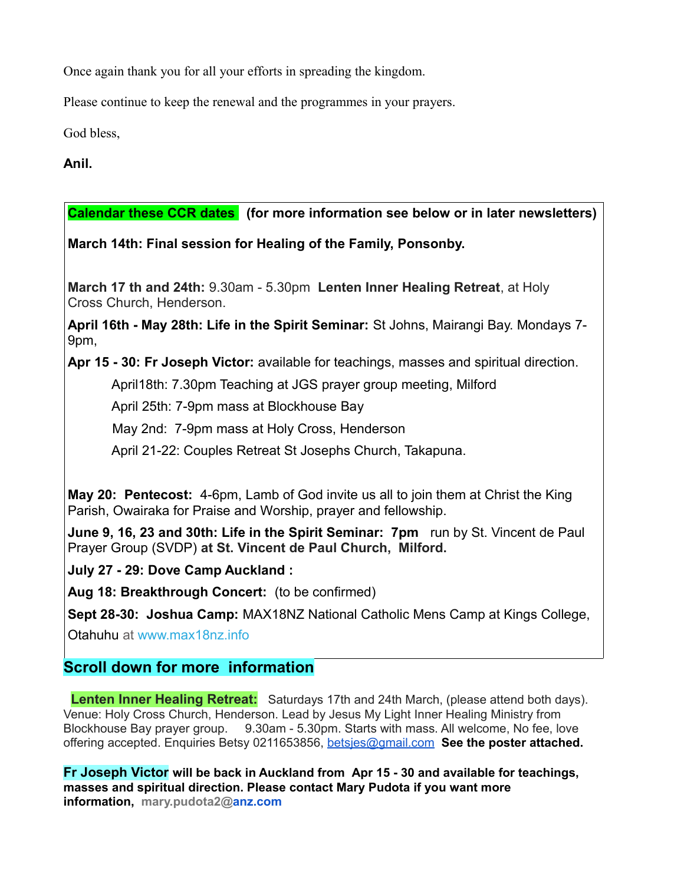Once again thank you for all your efforts in spreading the kingdom.

Please continue to keep the renewal and the programmes in your prayers.

God bless,

**Anil.**

**Calendar these CCR dates** **(for more information see below or in later newsletters)**

**March 14th: Final session for Healing of the Family, Ponsonby.**

**March 17 th and 24th:** 9.30am - 5.30pm **Lenten Inner Healing Retreat**, at Holy Cross Church, Henderson.

**April 16th - May 28th: Life in the Spirit Seminar:** St Johns, Mairangi Bay. Mondays 7-9pm,

**Apr 15 - 30: Fr Joseph Victor:** available for teachings, masses and spiritual direction.

April18th: 7.30pm Teaching at JGS prayer group meeting, Milford

April 25th: 7-9pm mass at Blockhouse Bay

May 2nd: 7-9pm mass at Holy Cross, Henderson

April 21-22: Couples Retreat St Josephs Church, Takapuna.

**May 20: Pentecost:** 4-6pm, Lamb of God invite us all to join them at Christ the King Parish, Owairaka for Praise and Worship, prayer and fellowship.

**June 9, 16, 23 and 30th: Life in the Spirit Seminar: 7pm** run by St. Vincent de Paul Prayer Group (SVDP) **at St. Vincent de Paul Church, Milford.**

**July 27 - 29: Dove Camp Auckland :**

**Aug 18: Breakthrough Concert:** (to be confirmed)

**Sept 28-30: Joshua Camp:** MAX18NZ National Catholic Mens Camp at Kings College, Otahuhu at www.max18nz.info

## Scroll down for more information

**Lenten Inner Healing Retreat:** Saturdays 17th and 24th March, (please attend both days). Venue: Holy Cross Church, Henderson. Lead by Jesus My Light Inner Healing Ministry from Blockhouse Bay prayer group. 9.30am - 5.30pm. Starts with mass. All welcome, No fee, love offering accepted. Enquiries Betsy 0211653856, betsjes@gmail.com **See the poster attached.**

**Fr Joseph Victor will be back in Auckland from Apr 15 - 30 and available for teachings, masses and spiritual direction. Please contact Mary Pudota if you want more information, mary.pudota2@anz.com**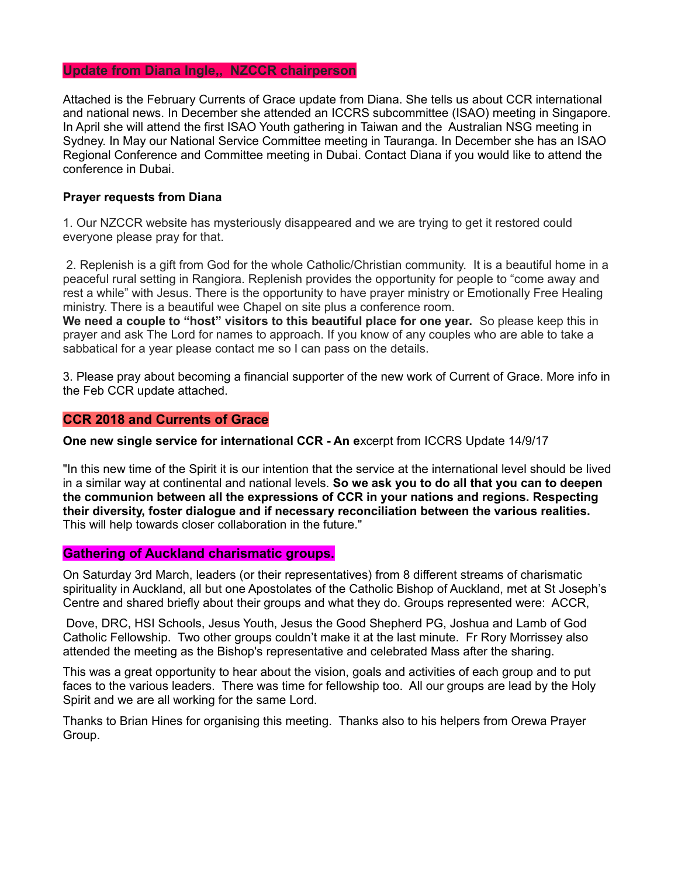## Update from Diana Ingle,, NZCCR chairperson

Attached is the February Currents of Grace update from Diana. She tells us about CCR international and national news. In December she attended an ICCRS subcommittee (ISAO) meeting in Singapore. In April she will attend the first ISAO Youth gathering in Taiwan and the Australian NSG meeting in Sydney. In May our National Service Committee meeting in Tauranga. In December she has an ISAO Regional Conference and Committee meeting in Dubai. Contact Diana if you would like to attend the conference in Dubai.

**Prayer requests from Diana**

1. Our NZCCR website has mysteriously disappeared and we are trying to get it restored could everyone please pray for that.

2. Replenish is a gift from God for the whole Catholic/Christian community. It is a beautiful home in a peaceful rural setting in Rangiora. Replenish provides the opportunity for people to "come away and rest a while" with Jesus. There is the opportunity to have prayer ministry or Emotionally Free Healing ministry. There is a beautiful wee Chapel on site plus a conference room.
**We need a couple to "host" visitors to this beautiful place for one year.** So please keep this in prayer and ask The Lord for names to approach. If you know of any couples who are able to take a sabbatical for a year please contact me so I can pass on the details.

3. Please pray about becoming a financial supporter of the new work of Current of Grace. More info in the Feb CCR update attached.

## CCR 2018 and Currents of Grace

**One new single service for international CCR - An e**xcerpt from ICCRS Update 14/9/17

"In this new time of the Spirit it is our intention that the service at the international level should be lived in a similar way at continental and national levels. **So we ask you to do all that you can to deepen the communion between all the expressions of CCR in your nations and regions. Respecting their diversity, foster dialogue and if necessary reconciliation between the various realities.** This will help towards closer collaboration in the future."

## Gathering of Auckland charismatic groups.

On Saturday 3rd March, leaders (or their representatives) from 8 different streams of charismatic spirituality in Auckland, all but one Apostolates of the Catholic Bishop of Auckland, met at St Joseph's Centre and shared briefly about their groups and what they do. Groups represented were: ACCR, Dove, DRC, HSI Schools, Jesus Youth, Jesus the Good Shepherd PG, Joshua and Lamb of God Catholic Fellowship. Two other groups couldn't make it at the last minute. Fr Rory Morrissey also attended the meeting as the Bishop's representative and celebrated Mass after the sharing.

This was a great opportunity to hear about the vision, goals and activities of each group and to put faces to the various leaders. There was time for fellowship too. All our groups are lead by the Holy Spirit and we are all working for the same Lord.

Thanks to Brian Hines for organising this meeting. Thanks also to his helpers from Orewa Prayer Group.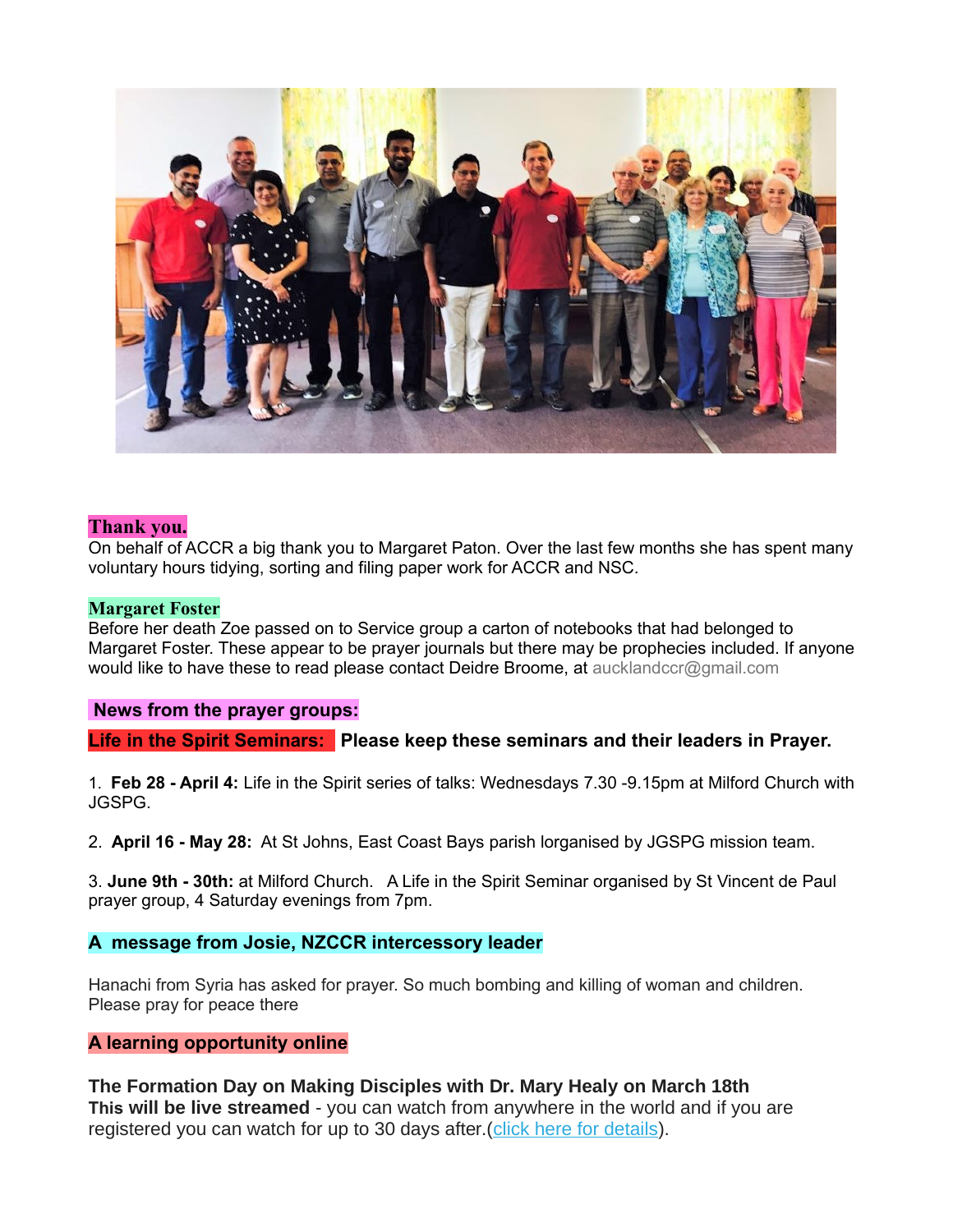**Thank you.**

On behalf of ACCR a big thank you to Margaret Paton. Over the last few months she has spent many voluntary hours tidying, sorting and filing paper work for ACCR and NSC.

**Margaret Foster**

Before her death Zoe passed on to Service group a carton of notebooks that had belonged to Margaret Foster. These appear to be prayer journals but there may be prophecies included. If anyone would like to have these to read please contact Deidre Broome, at aucklandccr@gmail.com

**News from the prayer groups:**

**Life in the Spirit Seminars:** **Please keep these seminars and their leaders in Prayer.**

1. **Feb 28 - April 4:** Life in the Spirit series of talks: Wednesdays 7.30 -9.15pm at Milford Church with JGSPG.

2. **April 16 - May 28:** At St Johns, East Coast Bays parish lorganised by JGSPG mission team.

3. **June 9th - 30th:** at Milford Church. A Life in the Spirit Seminar organised by St Vincent de Paul prayer group, 4 Saturday evenings from 7pm.

**A message from Josie, NZCCR intercessory leader**

Hanachi from Syria has asked for prayer. So much bombing and killing of woman and children. Please pray for peace there

**A learning opportunity online**

**The Formation Day on Making Disciples with Dr. Mary Healy on March 18th**
**This will be live streamed** - you can watch from anywhere in the world and if you are registered you can watch for up to 30 days after.(click here for details).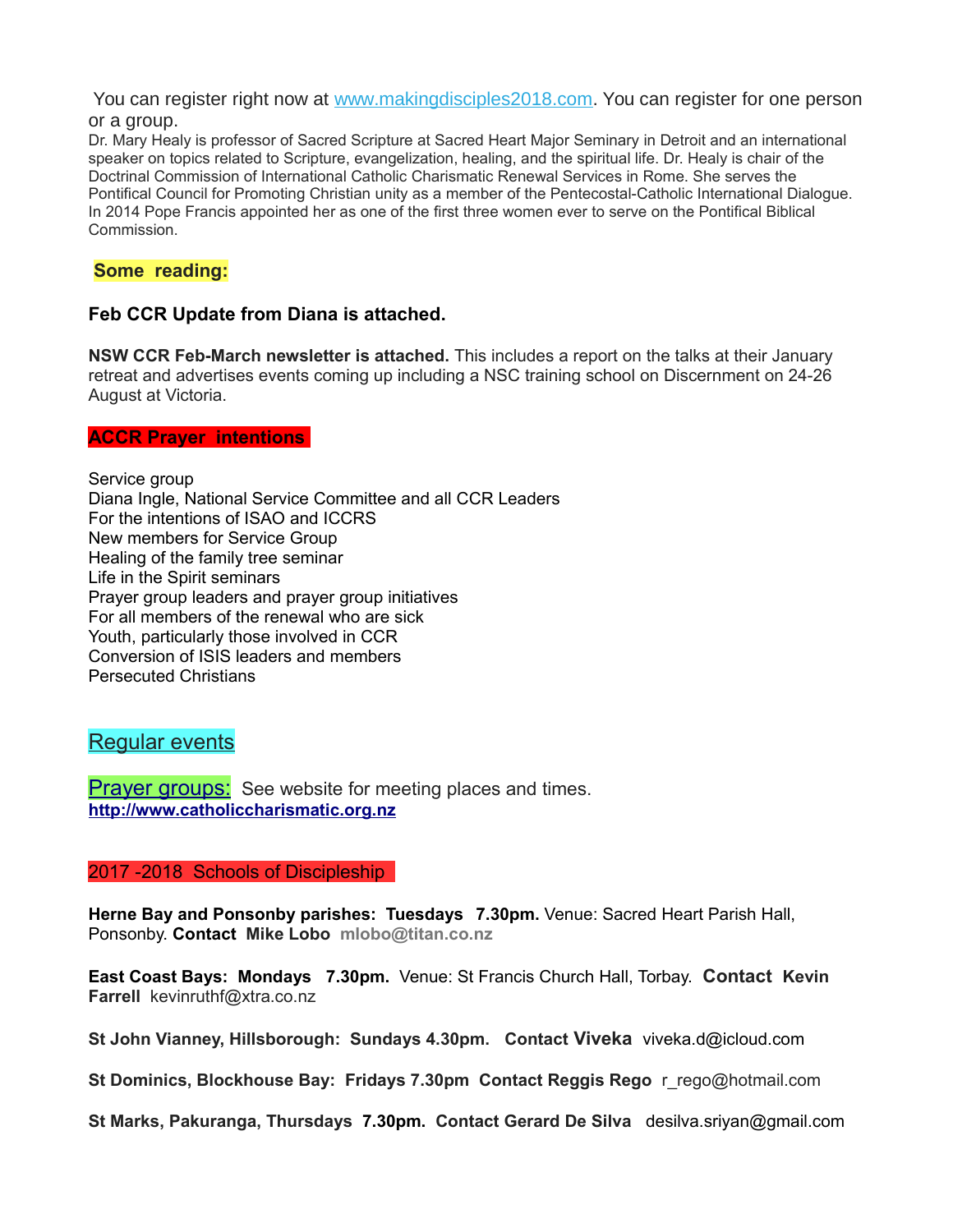You can register right now at [www.makingdisciples2018.com](http://www.makingdisciples2018.com). You can register for one person or a group.

Dr. Mary Healy is professor of Sacred Scripture at Sacred Heart Major Seminary in Detroit and an international speaker on topics related to Scripture, evangelization, healing, and the spiritual life. Dr. Healy is chair of the Doctrinal Commission of International Catholic Charismatic Renewal Services in Rome. She serves the Pontifical Council for Promoting Christian unity as a member of the Pentecostal-Catholic International Dialogue. In 2014 Pope Francis appointed her as one of the first three women ever to serve on the Pontifical Biblical Commission.

## Some reading:

**Feb CCR Update from Diana is attached.**

**NSW CCR Feb-March newsletter is attached.** This includes a report on the talks at their January retreat and advertises events coming up including a NSC training school on Discernment on 24-26 August at Victoria.

## ACCR Prayer intentions

Service group
Diana Ingle, National Service Committee and all CCR Leaders
For the intentions of ISAO and ICCRS
New members for Service Group
Healing of the family tree seminar
Life in the Spirit seminars
Prayer group leaders and prayer group initiatives
For all members of the renewal who are sick
Youth, particularly those involved in CCR
Conversion of ISIS leaders and members
Persecuted Christians

## Regular events

**Prayer groups:** See website for meeting places and times.
**[http://www.catholiccharismatic.org.nz](http://www.catholiccharismatic.org.nz)**

## 2017 -2018 Schools of Discipleship

**Herne Bay and Ponsonby parishes: Tuesdays 7.30pm.** Venue: Sacred Heart Parish Hall, Ponsonby. **Contact Mike Lobo** mlobo@titan.co.nz

**East Coast Bays: Mondays 7.30pm.** Venue: St Francis Church Hall, Torbay. **Contact Kevin Farrell** kevinruthf@xtra.co.nz

**St John Vianney, Hillsborough: Sundays 4.30pm. Contact Viveka** viveka.d@icloud.com

**St Dominics, Blockhouse Bay: Fridays 7.30pm Contact Reggis Rego** r_rego@hotmail.com

**St Marks, Pakuranga, Thursdays 7.30pm. Contact Gerard De Silva** desilva.sriyan@gmail.com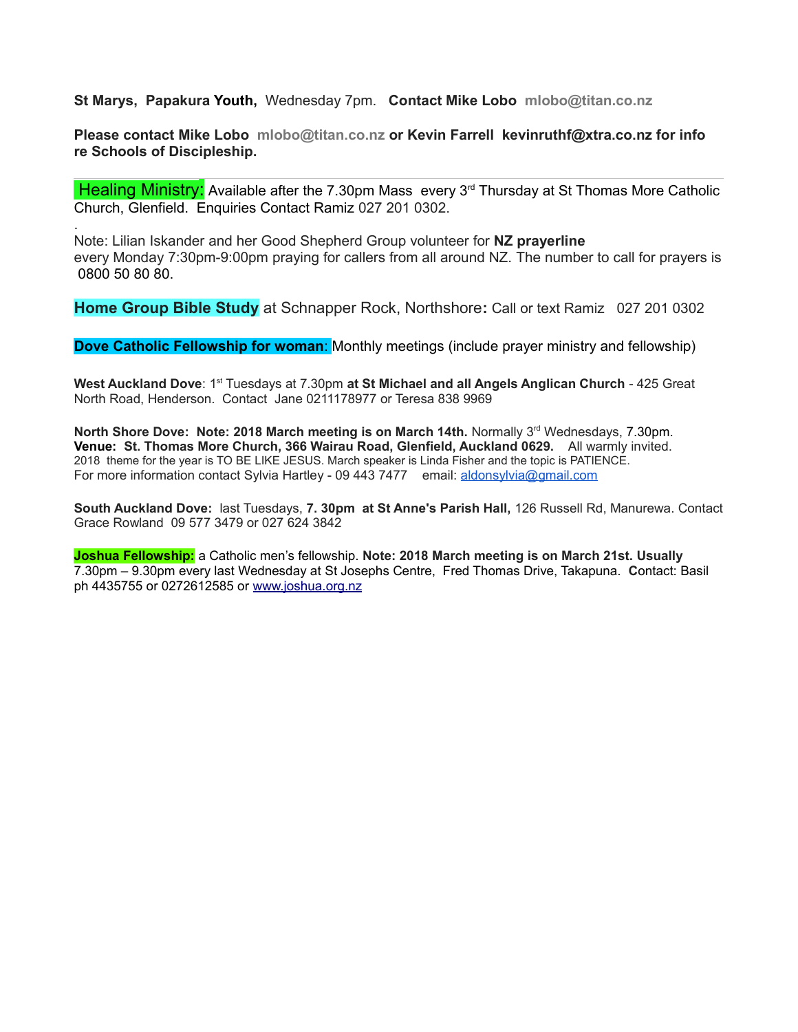**St Marys, Papakura Youth,** Wednesday 7pm. **Contact Mike Lobo mlobo@titan.co.nz**

**Please contact Mike Lobo mlobo@titan.co.nz or Kevin Farrell kevinruthf@xtra.co.nz for info re Schools of Discipleship.**

---

**Healing Ministry:** Available after the 7.30pm Mass every 3rd Thursday at St Thomas More Catholic Church, Glenfield. Enquiries Contact Ramiz 027 201 0302.

.

Note: Lilian Iskander and her Good Shepherd Group volunteer for **NZ prayerline** every Monday 7:30pm-9:00pm praying for callers from all around NZ. The number to call for prayers is 0800 50 80 80.

**Home Group Bible Study** at Schnapper Rock, Northshore**:** Call or text Ramiz 027 201 0302

**Dove Catholic Fellowship for woman**: Monthly meetings (include prayer ministry and fellowship)

**West Auckland Dove**: 1st Tuesdays at 7.30pm **at St Michael and all Angels Anglican Church** - 425 Great North Road, Henderson. Contact Jane 0211178977 or Teresa 838 9969

**North Shore Dove: Note: 2018 March meeting is on March 14th.** Normally 3rd Wednesdays, 7.30pm.
**Venue: St. Thomas More Church, 366 Wairau Road, Glenfield, Auckland 0629.** All warmly invited.
2018 theme for the year is TO BE LIKE JESUS. March speaker is Linda Fisher and the topic is PATIENCE.
For more information contact Sylvia Hartley - 09 443 7477 email: aldonsylvia@gmail.com

**South Auckland Dove:** last Tuesdays, **7. 30pm at St Anne's Parish Hall,** 126 Russell Rd, Manurewa. Contact Grace Rowland 09 577 3479 or 027 624 3842

**Joshua Fellowship:** a Catholic men's fellowship. **Note: 2018 March meeting is on March 21st. Usually** 7.30pm – 9.30pm every last Wednesday at St Josephs Centre, Fred Thomas Drive, Takapuna. **C**ontact: Basil ph 4435755 or 0272612585 or www.joshua.org.nz